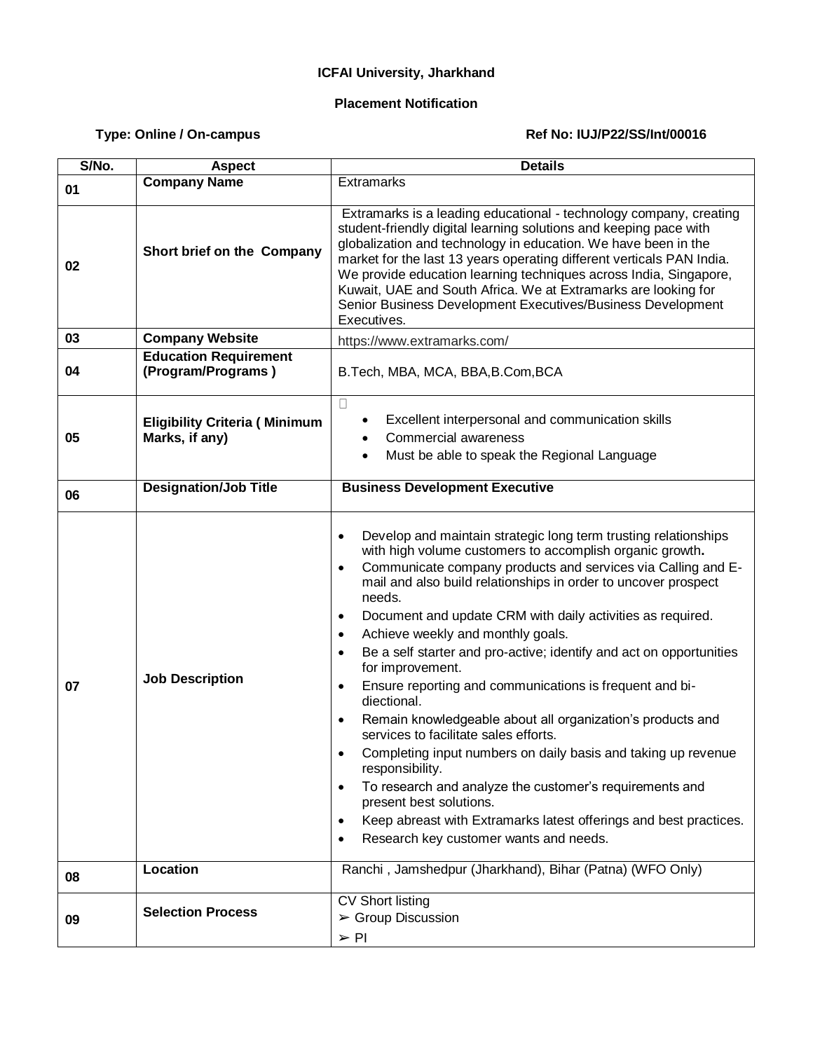**ICFAI University, Jharkhand**

**Placement Notification**

**Type: Online / On-campus** **Ref No: IUJ/P22/SS/Int/00016**

| S/No. | Aspect | Details |
|---|---|---|
| 01 | **Company Name** | Extramarks |
| 02 | **Short brief on the Company** | Extramarks is a leading educational - technology company, creating student-friendly digital learning solutions and keeping pace with globalization and technology in education. We have been in the market for the last 13 years operating different verticals PAN India. We provide education learning techniques across India, Singapore, Kuwait, UAE and South Africa. We at Extramarks are looking for Senior Business Development Executives/Business Development Executives. |
| 03 | **Company Website** | https://www.extramarks.com/ |
| 04 | **Education Requirement (Program/Programs )** | B.Tech, MBA, MCA, BBA,B.Com,BCA |
| 05 | **Eligibility Criteria ( Minimum Marks, if any)** | • Excellent interpersonal and communication skills<br>• Commercial awareness<br>• Must be able to speak the Regional Language |
| 06 | **Designation/Job Title** | **Business Development Executive** |
| 07 | **Job Description** | • Develop and maintain strategic long term trusting relationships with high volume customers to accomplish organic growth**.**<br>• Communicate company products and services via Calling and E-mail and also build relationships in order to uncover prospect needs.<br>• Document and update CRM with daily activities as required.<br>• Achieve weekly and monthly goals.<br>• Be a self starter and pro-active; identify and act on opportunities for improvement.<br>• Ensure reporting and communications is frequent and bi-diectional.<br>• Remain knowledgeable about all organization's products and services to facilitate sales efforts.<br>• Completing input numbers on daily basis and taking up revenue responsibility.<br>• To research and analyze the customer's requirements and present best solutions.<br>• Keep abreast with Extramarks latest offerings and best practices.<br>• Research key customer wants and needs. |
| 08 | **Location** | Ranchi , Jamshedpur (Jharkhand), Bihar (Patna) (WFO Only) |
| 09 | **Selection Process** | CV Short listing<br>➢ Group Discussion<br>➢ PI |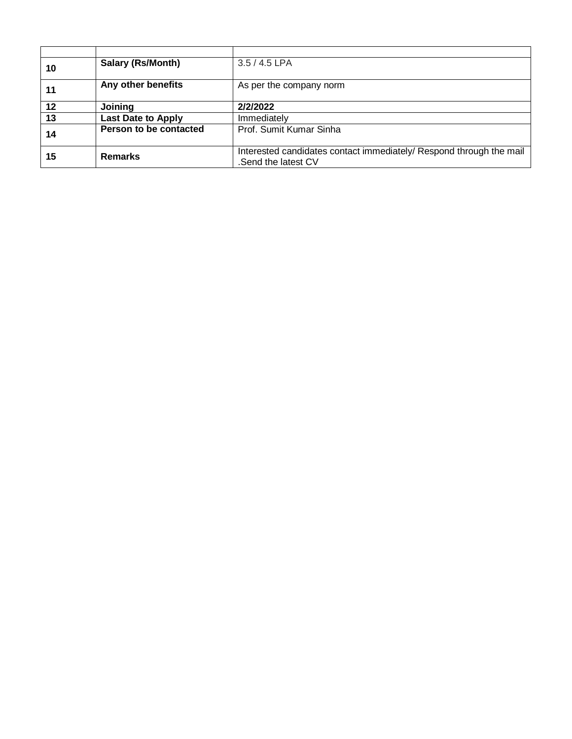| | | |
|---|---|---|
| | | |
| **10** | **Salary (Rs/Month)** | 3.5 / 4.5 LPA |
| **11** | **Any other benefits** | As per the company norm |
| **12** | **Joining** | **2/2/2022** |
| **13** | **Last Date to Apply** | Immediately |
| **14** | **Person to be contacted** | Prof. Sumit Kumar Sinha |
| **15** | **Remarks** | Interested candidates contact immediately/ Respond through the mail .Send the latest CV |